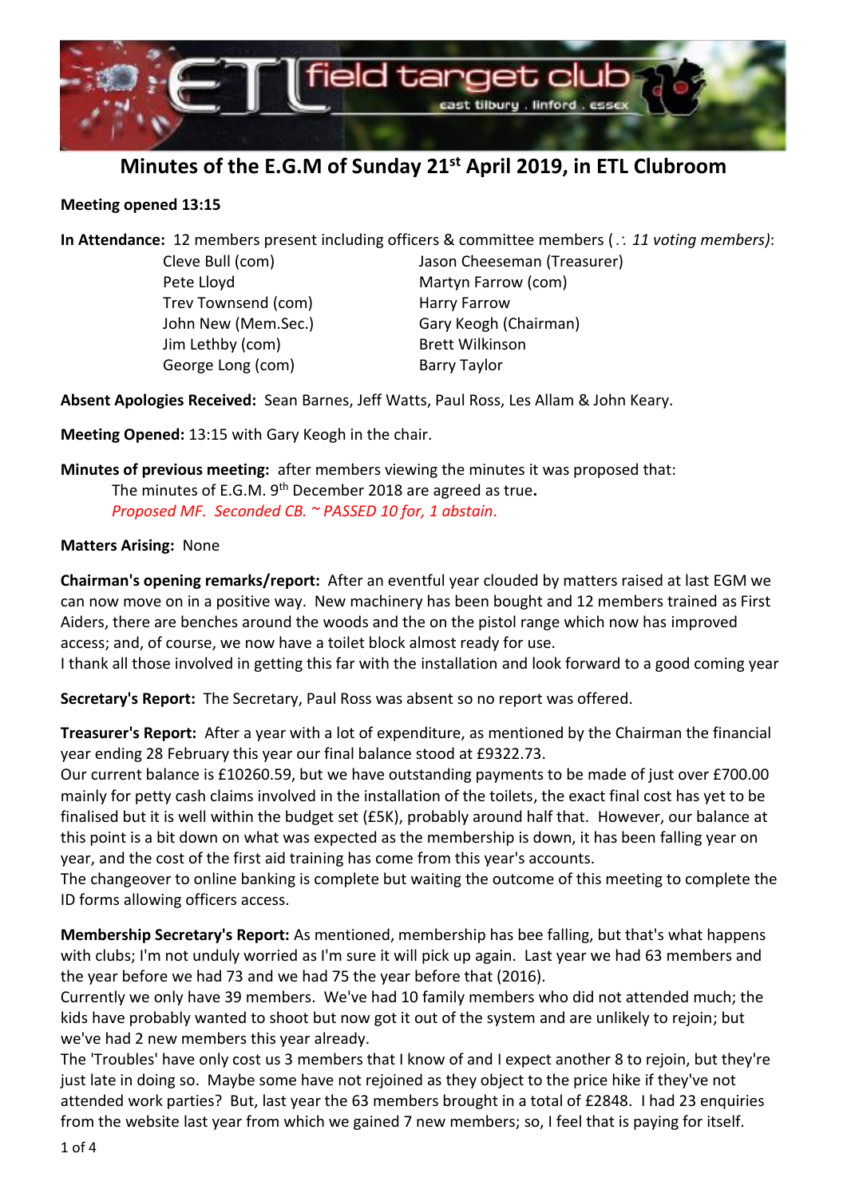# Minutes of the E.G.M of Sunday 21st April 2019, in ETL Clubroom

**Meeting opened 13:15**

**In Attendance:** 12 members present including officers & committee members (∴ *11 voting members)*:

Cleve Bull (com)
Pete Lloyd
Trev Townsend (com)
John New (Mem.Sec.)
Jim Lethby (com)
George Long (com)
Jason Cheeseman (Treasurer)
Martyn Farrow (com)
Harry Farrow
Gary Keogh (Chairman)
Brett Wilkinson
Barry Taylor

**Absent Apologies Received:** Sean Barnes, Jeff Watts, Paul Ross, Les Allam & John Keary.

**Meeting Opened:** 13:15 with Gary Keogh in the chair.

**Minutes of previous meeting:** after members viewing the minutes it was proposed that:

The minutes of E.G.M. 9th December 2018 are agreed as true**.**

*Proposed MF. Seconded CB. ~ PASSED 10 for, 1 abstain.*

**Matters Arising:** None

**Chairman's opening remarks/report:** After an eventful year clouded by matters raised at last EGM we can now move on in a positive way. New machinery has been bought and 12 members trained as First Aiders, there are benches around the woods and the on the pistol range which now has improved access; and, of course, we now have a toilet block almost ready for use.
I thank all those involved in getting this far with the installation and look forward to a good coming year

**Secretary's Report:** The Secretary, Paul Ross was absent so no report was offered.

**Treasurer's Report:** After a year with a lot of expenditure, as mentioned by the Chairman the financial year ending 28 February this year our final balance stood at £9322.73.
Our current balance is £10260.59, but we have outstanding payments to be made of just over £700.00 mainly for petty cash claims involved in the installation of the toilets, the exact final cost has yet to be finalised but it is well within the budget set (£5K), probably around half that. However, our balance at this point is a bit down on what was expected as the membership is down, it has been falling year on year, and the cost of the first aid training has come from this year's accounts.
The changeover to online banking is complete but waiting the outcome of this meeting to complete the ID forms allowing officers access.

**Membership Secretary's Report:** As mentioned, membership has bee falling, but that's what happens with clubs; I'm not unduly worried as I'm sure it will pick up again. Last year we had 63 members and the year before we had 73 and we had 75 the year before that (2016).
Currently we only have 39 members. We've had 10 family members who did not attended much; the kids have probably wanted to shoot but now got it out of the system and are unlikely to rejoin; but we've had 2 new members this year already.
The 'Troubles' have only cost us 3 members that I know of and I expect another 8 to rejoin, but they're just late in doing so. Maybe some have not rejoined as they object to the price hike if they've not attended work parties? But, last year the 63 members brought in a total of £2848. I had 23 enquiries from the website last year from which we gained 7 new members; so, I feel that is paying for itself.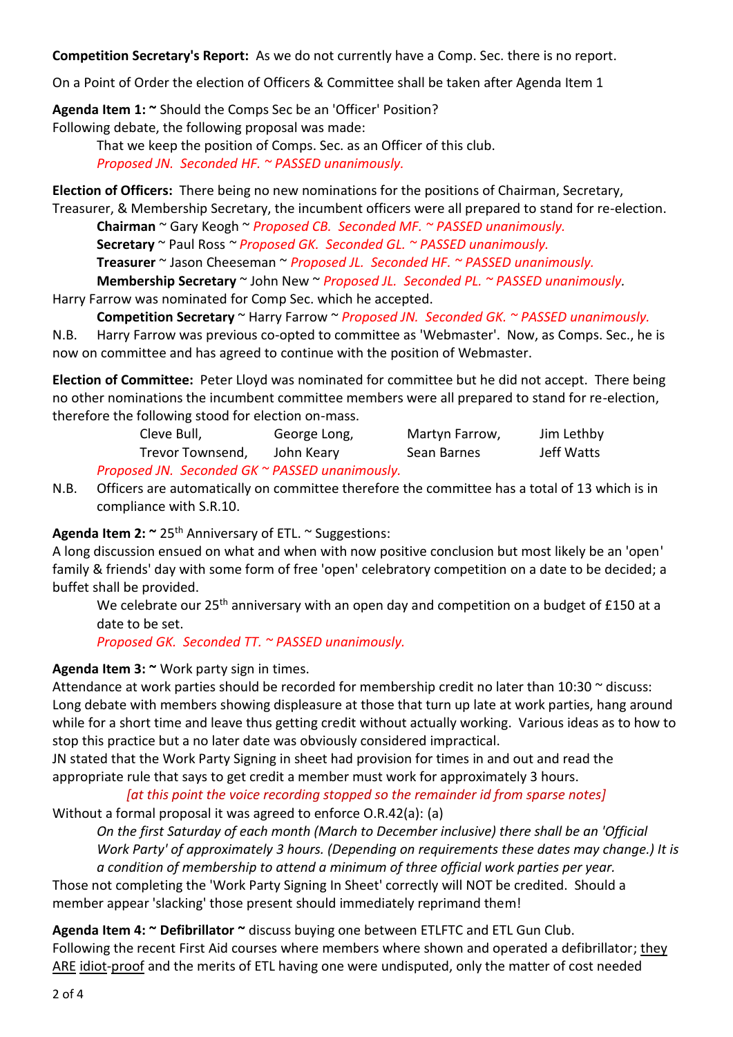**Competition Secretary's Report:** As we do not currently have a Comp. Sec. there is no report.

On a Point of Order the election of Officers & Committee shall be taken after Agenda Item 1

**Agenda Item 1: ~** Should the Comps Sec be an 'Officer' Position?
Following debate, the following proposal was made:

That we keep the position of Comps. Sec. as an Officer of this club.
*Proposed JN. Seconded HF. ~ PASSED unanimously.*

**Election of Officers:** There being no new nominations for the positions of Chairman, Secretary, Treasurer, & Membership Secretary, the incumbent officers were all prepared to stand for re-election.

**Chairman** ~ Gary Keogh ~ *Proposed CB. Seconded MF. ~ PASSED unanimously.*
**Secretary** ~ Paul Ross ~ *Proposed GK. Seconded GL. ~ PASSED unanimously.*
**Treasurer** ~ Jason Cheeseman ~ *Proposed JL. Seconded HF. ~ PASSED unanimously.*
**Membership Secretary** ~ John New ~ *Proposed JL. Seconded PL. ~ PASSED unanimously.*

Harry Farrow was nominated for Comp Sec. which he accepted.

**Competition Secretary** ~ Harry Farrow ~ *Proposed JN. Seconded GK. ~ PASSED unanimously.*

N.B. Harry Farrow was previous co-opted to committee as 'Webmaster'. Now, as Comps. Sec., he is now on committee and has agreed to continue with the position of Webmaster.

**Election of Committee:** Peter Lloyd was nominated for committee but he did not accept. There being no other nominations the incumbent committee members were all prepared to stand for re-election, therefore the following stood for election on-mass.

| | | | |
|---|---|---|---|
| Cleve Bull, | George Long, | Martyn Farrow, | Jim Lethby |
| Trevor Townsend, | John Keary | Sean Barnes | Jeff Watts |

*Proposed JN. Seconded GK ~ PASSED unanimously.*

N.B. Officers are automatically on committee therefore the committee has a total of 13 which is in compliance with S.R.10.

**Agenda Item 2: ~** 25th Anniversary of ETL. ~ Suggestions:
A long discussion ensued on what and when with now positive conclusion but most likely be an 'open' family & friends' day with some form of free 'open' celebratory competition on a date to be decided; a buffet shall be provided.

We celebrate our 25th anniversary with an open day and competition on a budget of £150 at a date to be set.
*Proposed GK. Seconded TT. ~ PASSED unanimously.*

**Agenda Item 3: ~** Work party sign in times.
Attendance at work parties should be recorded for membership credit no later than 10:30 ~ discuss:
Long debate with members showing displeasure at those that turn up late at work parties, hang around while for a short time and leave thus getting credit without actually working. Various ideas as to how to stop this practice but a no later date was obviously considered impractical.
JN stated that the Work Party Signing in sheet had provision for times in and out and read the appropriate rule that says to get credit a member must work for approximately 3 hours.

*[at this point the voice recording stopped so the remainder id from sparse notes]*

Without a formal proposal it was agreed to enforce O.R.42(a): (a)

*On the first Saturday of each month (March to December inclusive) there shall be an 'Official Work Party' of approximately 3 hours. (Depending on requirements these dates may change.) It is a condition of membership to attend a minimum of three official work parties per year.*

Those not completing the 'Work Party Signing In Sheet' correctly will NOT be credited. Should a member appear 'slacking' those present should immediately reprimand them!

**Agenda Item 4: ~ Defibrillator ~** discuss buying one between ETLFTC and ETL Gun Club.
Following the recent First Aid courses where members where shown and operated a defibrillator; they ARE idiot-proof and the merits of ETL having one were undisputed, only the matter of cost needed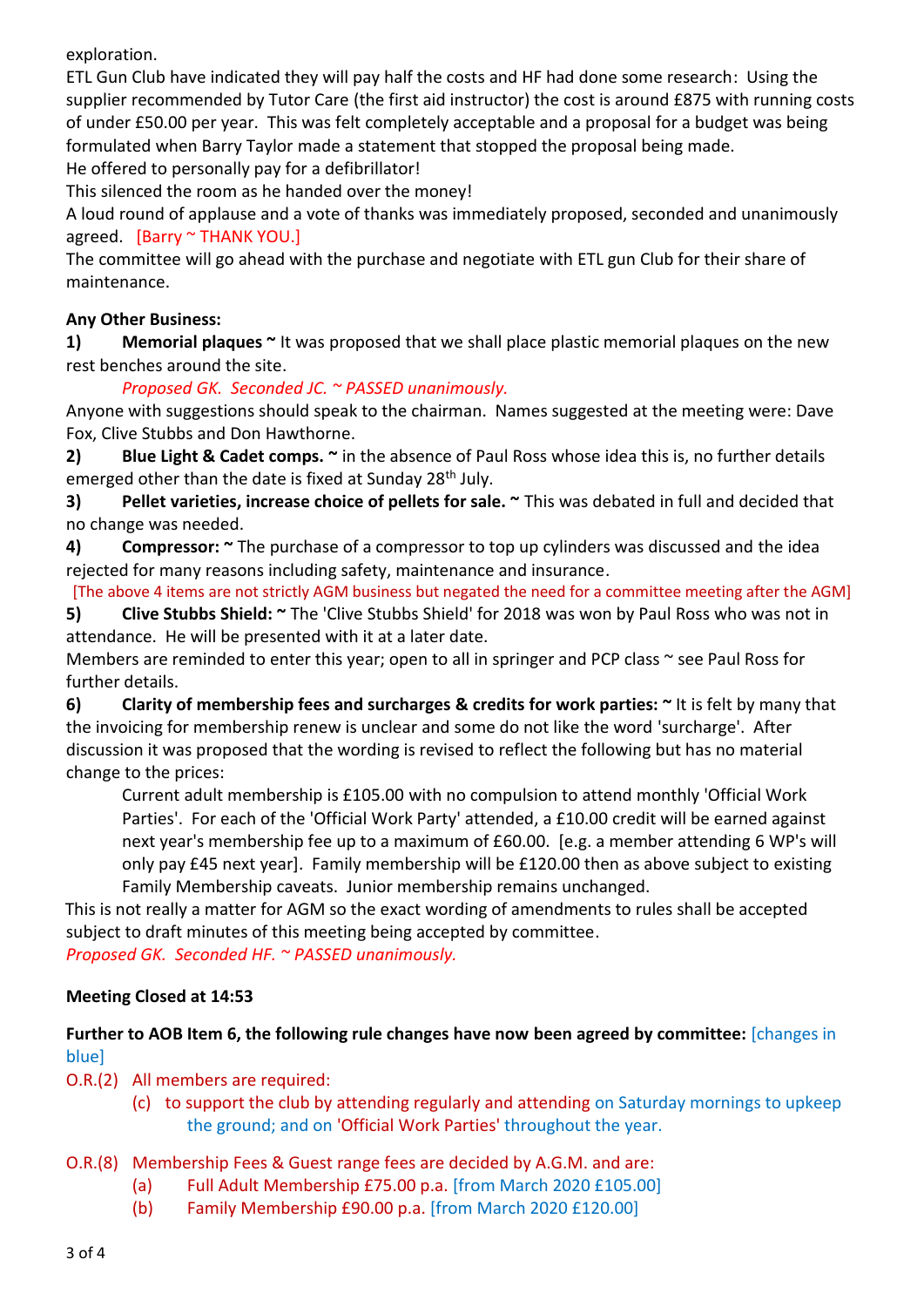exploration.

ETL Gun Club have indicated they will pay half the costs and HF had done some research: Using the supplier recommended by Tutor Care (the first aid instructor) the cost is around £875 with running costs of under £50.00 per year. This was felt completely acceptable and a proposal for a budget was being formulated when Barry Taylor made a statement that stopped the proposal being made.

He offered to personally pay for a defibrillator!

This silenced the room as he handed over the money!

A loud round of applause and a vote of thanks was immediately proposed, seconded and unanimously agreed. [Barry ~ THANK YOU.]

The committee will go ahead with the purchase and negotiate with ETL gun Club for their share of maintenance.

**Any Other Business:**

**1) Memorial plaques ~** It was proposed that we shall place plastic memorial plaques on the new rest benches around the site.

*Proposed GK. Seconded JC. ~ PASSED unanimously.*

Anyone with suggestions should speak to the chairman. Names suggested at the meeting were: Dave Fox, Clive Stubbs and Don Hawthorne.

**2) Blue Light & Cadet comps. ~** in the absence of Paul Ross whose idea this is, no further details emerged other than the date is fixed at Sunday 28th July.

**3) Pellet varieties, increase choice of pellets for sale. ~** This was debated in full and decided that no change was needed.

**4) Compressor: ~** The purchase of a compressor to top up cylinders was discussed and the idea rejected for many reasons including safety, maintenance and insurance.

[The above 4 items are not strictly AGM business but negated the need for a committee meeting after the AGM]

**5) Clive Stubbs Shield: ~** The 'Clive Stubbs Shield' for 2018 was won by Paul Ross who was not in attendance. He will be presented with it at a later date.

Members are reminded to enter this year; open to all in springer and PCP class ~ see Paul Ross for further details.

**6) Clarity of membership fees and surcharges & credits for work parties: ~** It is felt by many that the invoicing for membership renew is unclear and some do not like the word 'surcharge'. After discussion it was proposed that the wording is revised to reflect the following but has no material change to the prices:

> Current adult membership is £105.00 with no compulsion to attend monthly 'Official Work Parties'. For each of the 'Official Work Party' attended, a £10.00 credit will be earned against next year's membership fee up to a maximum of £60.00. [e.g. a member attending 6 WP's will only pay £45 next year]. Family membership will be £120.00 then as above subject to existing Family Membership caveats. Junior membership remains unchanged.

This is not really a matter for AGM so the exact wording of amendments to rules shall be accepted subject to draft minutes of this meeting being accepted by committee.

*Proposed GK. Seconded HF. ~ PASSED unanimously.*

**Meeting Closed at 14:53**

**Further to AOB Item 6, the following rule changes have now been agreed by committee:** [changes in blue]

O.R.(2) All members are required:

(c) to support the club by attending regularly and attending on Saturday mornings to upkeep the ground; and on 'Official Work Parties' throughout the year.

O.R.(8) Membership Fees & Guest range fees are decided by A.G.M. and are:

(a) Full Adult Membership £75.00 p.a. [from March 2020 £105.00]

(b) Family Membership £90.00 p.a. [from March 2020 £120.00]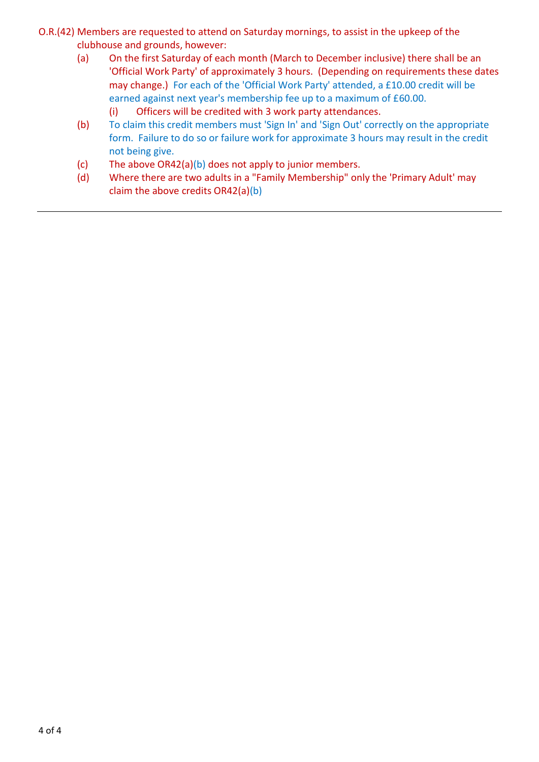O.R.(42) Members are requested to attend on Saturday mornings, to assist in the upkeep of the clubhouse and grounds, however:

(a) On the first Saturday of each month (March to December inclusive) there shall be an 'Official Work Party' of approximately 3 hours. (Depending on requirements these dates may change.) For each of the 'Official Work Party' attended, a £10.00 credit will be earned against next year's membership fee up to a maximum of £60.00.

  (i) Officers will be credited with 3 work party attendances.

(b) To claim this credit members must 'Sign In' and 'Sign Out' correctly on the appropriate form. Failure to do so or failure work for approximate 3 hours may result in the credit not being give.

(c) The above OR42(a)(b) does not apply to junior members.

(d) Where there are two adults in a "Family Membership" only the 'Primary Adult' may claim the above credits OR42(a)(b)

---